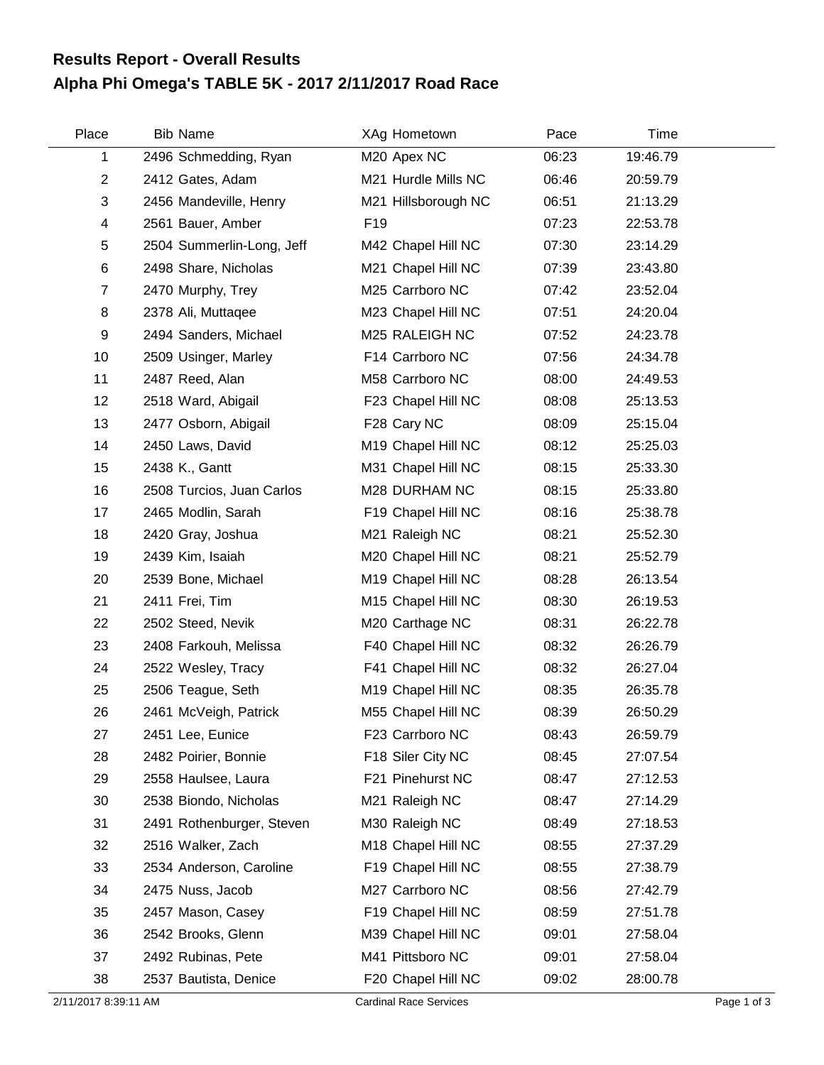# Results Report - Overall Results

## Alpha Phi Omega's TABLE 5K - 2017 2/11/2017 Road Race

| Place | Bib | Name | XAg | Hometown | Pace | Time |
|---|---|---|---|---|---|---|
| 1 | 2496 | Schmedding, Ryan | M20 | Apex NC | 06:23 | 19:46.79 |
| 2 | 2412 | Gates, Adam | M21 | Hurdle Mills NC | 06:46 | 20:59.79 |
| 3 | 2456 | Mandeville, Henry | M21 | Hillsborough NC | 06:51 | 21:13.29 |
| 4 | 2561 | Bauer, Amber | F19 | | 07:23 | 22:53.78 |
| 5 | 2504 | Summerlin-Long, Jeff | M42 | Chapel Hill NC | 07:30 | 23:14.29 |
| 6 | 2498 | Share, Nicholas | M21 | Chapel Hill NC | 07:39 | 23:43.80 |
| 7 | 2470 | Murphy, Trey | M25 | Carrboro NC | 07:42 | 23:52.04 |
| 8 | 2378 | Ali, Muttaqee | M23 | Chapel Hill NC | 07:51 | 24:20.04 |
| 9 | 2494 | Sanders, Michael | M25 | RALEIGH NC | 07:52 | 24:23.78 |
| 10 | 2509 | Usinger, Marley | F14 | Carrboro NC | 07:56 | 24:34.78 |
| 11 | 2487 | Reed, Alan | M58 | Carrboro NC | 08:00 | 24:49.53 |
| 12 | 2518 | Ward, Abigail | F23 | Chapel Hill NC | 08:08 | 25:13.53 |
| 13 | 2477 | Osborn, Abigail | F28 | Cary NC | 08:09 | 25:15.04 |
| 14 | 2450 | Laws, David | M19 | Chapel Hill NC | 08:12 | 25:25.03 |
| 15 | 2438 | K., Gantt | M31 | Chapel Hill NC | 08:15 | 25:33.30 |
| 16 | 2508 | Turcios, Juan Carlos | M28 | DURHAM NC | 08:15 | 25:33.80 |
| 17 | 2465 | Modlin, Sarah | F19 | Chapel Hill NC | 08:16 | 25:38.78 |
| 18 | 2420 | Gray, Joshua | M21 | Raleigh NC | 08:21 | 25:52.30 |
| 19 | 2439 | Kim, Isaiah | M20 | Chapel Hill NC | 08:21 | 25:52.79 |
| 20 | 2539 | Bone, Michael | M19 | Chapel Hill NC | 08:28 | 26:13.54 |
| 21 | 2411 | Frei, Tim | M15 | Chapel Hill NC | 08:30 | 26:19.53 |
| 22 | 2502 | Steed, Nevik | M20 | Carthage NC | 08:31 | 26:22.78 |
| 23 | 2408 | Farkouh, Melissa | F40 | Chapel Hill NC | 08:32 | 26:26.79 |
| 24 | 2522 | Wesley, Tracy | F41 | Chapel Hill NC | 08:32 | 26:27.04 |
| 25 | 2506 | Teague, Seth | M19 | Chapel Hill NC | 08:35 | 26:35.78 |
| 26 | 2461 | McVeigh, Patrick | M55 | Chapel Hill NC | 08:39 | 26:50.29 |
| 27 | 2451 | Lee, Eunice | F23 | Carrboro NC | 08:43 | 26:59.79 |
| 28 | 2482 | Poirier, Bonnie | F18 | Siler City NC | 08:45 | 27:07.54 |
| 29 | 2558 | Haulsee, Laura | F21 | Pinehurst NC | 08:47 | 27:12.53 |
| 30 | 2538 | Biondo, Nicholas | M21 | Raleigh NC | 08:47 | 27:14.29 |
| 31 | 2491 | Rothenburger, Steven | M30 | Raleigh NC | 08:49 | 27:18.53 |
| 32 | 2516 | Walker, Zach | M18 | Chapel Hill NC | 08:55 | 27:37.29 |
| 33 | 2534 | Anderson, Caroline | F19 | Chapel Hill NC | 08:55 | 27:38.79 |
| 34 | 2475 | Nuss, Jacob | M27 | Carrboro NC | 08:56 | 27:42.79 |
| 35 | 2457 | Mason, Casey | F19 | Chapel Hill NC | 08:59 | 27:51.78 |
| 36 | 2542 | Brooks, Glenn | M39 | Chapel Hill NC | 09:01 | 27:58.04 |
| 37 | 2492 | Rubinas, Pete | M41 | Pittsboro NC | 09:01 | 27:58.04 |
| 38 | 2537 | Bautista, Denice | F20 | Chapel Hill NC | 09:02 | 28:00.78 |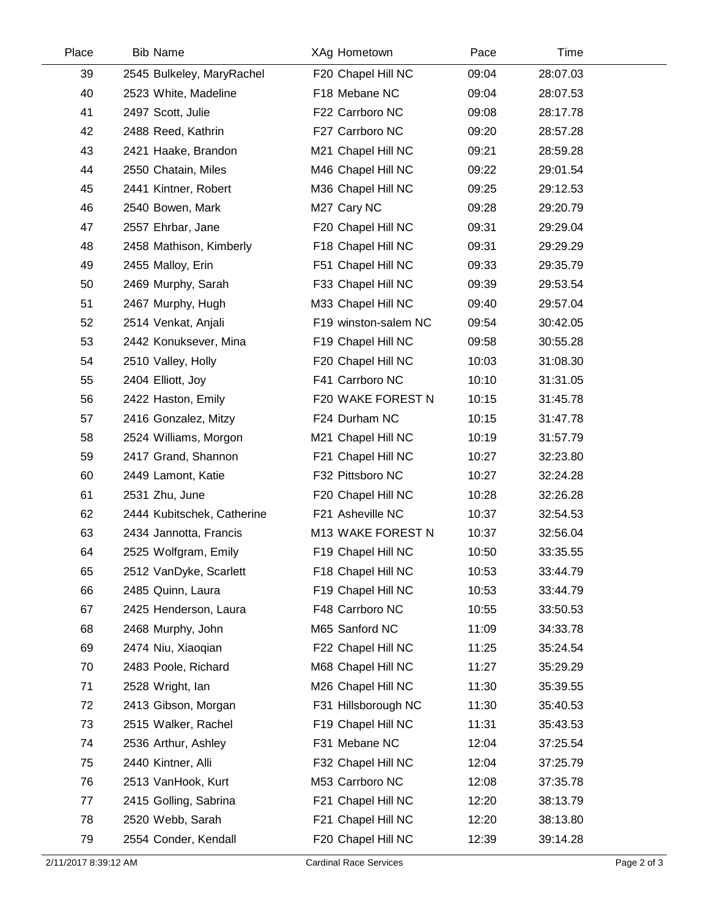| Place | Bib | Name | XAg | Hometown | Pace | Time |
|---|---|---|---|---|---|---|
| 39 | 2545 | Bulkeley, MaryRachel | F20 | Chapel Hill NC | 09:04 | 28:07.03 |
| 40 | 2523 | White, Madeline | F18 | Mebane NC | 09:04 | 28:07.53 |
| 41 | 2497 | Scott, Julie | F22 | Carrboro NC | 09:08 | 28:17.78 |
| 42 | 2488 | Reed, Kathrin | F27 | Carrboro NC | 09:20 | 28:57.28 |
| 43 | 2421 | Haake, Brandon | M21 | Chapel Hill NC | 09:21 | 28:59.28 |
| 44 | 2550 | Chatain, Miles | M46 | Chapel Hill NC | 09:22 | 29:01.54 |
| 45 | 2441 | Kintner, Robert | M36 | Chapel Hill NC | 09:25 | 29:12.53 |
| 46 | 2540 | Bowen, Mark | M27 | Cary NC | 09:28 | 29:20.79 |
| 47 | 2557 | Ehrbar, Jane | F20 | Chapel Hill NC | 09:31 | 29:29.04 |
| 48 | 2458 | Mathison, Kimberly | F18 | Chapel Hill NC | 09:31 | 29:29.29 |
| 49 | 2455 | Malloy, Erin | F51 | Chapel Hill NC | 09:33 | 29:35.79 |
| 50 | 2469 | Murphy, Sarah | F33 | Chapel Hill NC | 09:39 | 29:53.54 |
| 51 | 2467 | Murphy, Hugh | M33 | Chapel Hill NC | 09:40 | 29:57.04 |
| 52 | 2514 | Venkat, Anjali | F19 | winston-salem NC | 09:54 | 30:42.05 |
| 53 | 2442 | Konuksever, Mina | F19 | Chapel Hill NC | 09:58 | 30:55.28 |
| 54 | 2510 | Valley, Holly | F20 | Chapel Hill NC | 10:03 | 31:08.30 |
| 55 | 2404 | Elliott, Joy | F41 | Carrboro NC | 10:10 | 31:31.05 |
| 56 | 2422 | Haston, Emily | F20 | WAKE FOREST N | 10:15 | 31:45.78 |
| 57 | 2416 | Gonzalez, Mitzy | F24 | Durham NC | 10:15 | 31:47.78 |
| 58 | 2524 | Williams, Morgon | M21 | Chapel Hill NC | 10:19 | 31:57.79 |
| 59 | 2417 | Grand, Shannon | F21 | Chapel Hill NC | 10:27 | 32:23.80 |
| 60 | 2449 | Lamont, Katie | F32 | Pittsboro NC | 10:27 | 32:24.28 |
| 61 | 2531 | Zhu, June | F20 | Chapel Hill NC | 10:28 | 32:26.28 |
| 62 | 2444 | Kubitschek, Catherine | F21 | Asheville NC | 10:37 | 32:54.53 |
| 63 | 2434 | Jannotta, Francis | M13 | WAKE FOREST N | 10:37 | 32:56.04 |
| 64 | 2525 | Wolfgram, Emily | F19 | Chapel Hill NC | 10:50 | 33:35.55 |
| 65 | 2512 | VanDyke, Scarlett | F18 | Chapel Hill NC | 10:53 | 33:44.79 |
| 66 | 2485 | Quinn, Laura | F19 | Chapel Hill NC | 10:53 | 33:44.79 |
| 67 | 2425 | Henderson, Laura | F48 | Carrboro NC | 10:55 | 33:50.53 |
| 68 | 2468 | Murphy, John | M65 | Sanford NC | 11:09 | 34:33.78 |
| 69 | 2474 | Niu, Xiaoqian | F22 | Chapel Hill NC | 11:25 | 35:24.54 |
| 70 | 2483 | Poole, Richard | M68 | Chapel Hill NC | 11:27 | 35:29.29 |
| 71 | 2528 | Wright, Ian | M26 | Chapel Hill NC | 11:30 | 35:39.55 |
| 72 | 2413 | Gibson, Morgan | F31 | Hillsborough NC | 11:30 | 35:40.53 |
| 73 | 2515 | Walker, Rachel | F19 | Chapel Hill NC | 11:31 | 35:43.53 |
| 74 | 2536 | Arthur, Ashley | F31 | Mebane NC | 12:04 | 37:25.54 |
| 75 | 2440 | Kintner, Alli | F32 | Chapel Hill NC | 12:04 | 37:25.79 |
| 76 | 2513 | VanHook, Kurt | M53 | Carrboro NC | 12:08 | 37:35.78 |
| 77 | 2415 | Golling, Sabrina | F21 | Chapel Hill NC | 12:20 | 38:13.79 |
| 78 | 2520 | Webb, Sarah | F21 | Chapel Hill NC | 12:20 | 38:13.80 |
| 79 | 2554 | Conder, Kendall | F20 | Chapel Hill NC | 12:39 | 39:14.28 |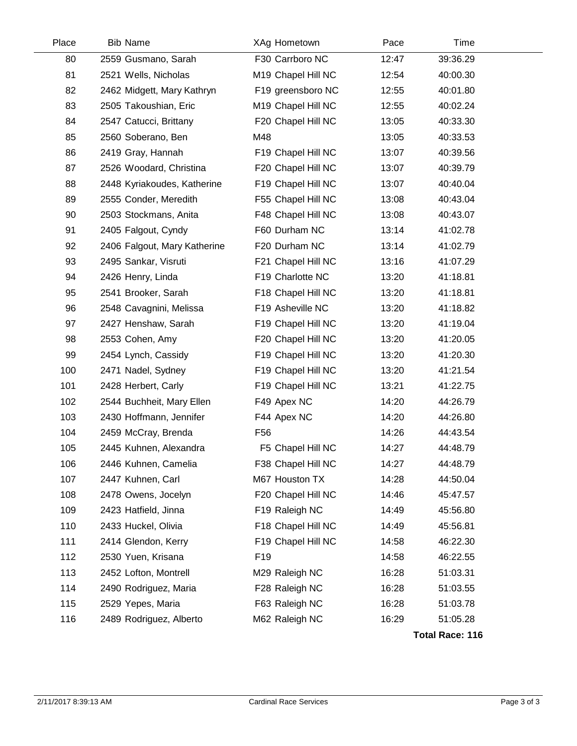| Place | Bib | Name | XAg | Hometown | Pace | Time |
|---|---|---|---|---|---|---|
| 80 | 2559 | Gusmano, Sarah | F30 | Carrboro NC | 12:47 | 39:36.29 |
| 81 | 2521 | Wells, Nicholas | M19 | Chapel Hill NC | 12:54 | 40:00.30 |
| 82 | 2462 | Midgett, Mary Kathryn | F19 | greensboro NC | 12:55 | 40:01.80 |
| 83 | 2505 | Takoushian, Eric | M19 | Chapel Hill NC | 12:55 | 40:02.24 |
| 84 | 2547 | Catucci, Brittany | F20 | Chapel Hill NC | 13:05 | 40:33.30 |
| 85 | 2560 | Soberano, Ben | M48 | | 13:05 | 40:33.53 |
| 86 | 2419 | Gray, Hannah | F19 | Chapel Hill NC | 13:07 | 40:39.56 |
| 87 | 2526 | Woodard, Christina | F20 | Chapel Hill NC | 13:07 | 40:39.79 |
| 88 | 2448 | Kyriakoudes, Katherine | F19 | Chapel Hill NC | 13:07 | 40:40.04 |
| 89 | 2555 | Conder, Meredith | F55 | Chapel Hill NC | 13:08 | 40:43.04 |
| 90 | 2503 | Stockmans, Anita | F48 | Chapel Hill NC | 13:08 | 40:43.07 |
| 91 | 2405 | Falgout, Cyndy | F60 | Durham NC | 13:14 | 41:02.78 |
| 92 | 2406 | Falgout, Mary Katherine | F20 | Durham NC | 13:14 | 41:02.79 |
| 93 | 2495 | Sankar, Visruti | F21 | Chapel Hill NC | 13:16 | 41:07.29 |
| 94 | 2426 | Henry, Linda | F19 | Charlotte NC | 13:20 | 41:18.81 |
| 95 | 2541 | Brooker, Sarah | F18 | Chapel Hill NC | 13:20 | 41:18.81 |
| 96 | 2548 | Cavagnini, Melissa | F19 | Asheville NC | 13:20 | 41:18.82 |
| 97 | 2427 | Henshaw, Sarah | F19 | Chapel Hill NC | 13:20 | 41:19.04 |
| 98 | 2553 | Cohen, Amy | F20 | Chapel Hill NC | 13:20 | 41:20.05 |
| 99 | 2454 | Lynch, Cassidy | F19 | Chapel Hill NC | 13:20 | 41:20.30 |
| 100 | 2471 | Nadel, Sydney | F19 | Chapel Hill NC | 13:20 | 41:21.54 |
| 101 | 2428 | Herbert, Carly | F19 | Chapel Hill NC | 13:21 | 41:22.75 |
| 102 | 2544 | Buchheit, Mary Ellen | F49 | Apex NC | 14:20 | 44:26.79 |
| 103 | 2430 | Hoffmann, Jennifer | F44 | Apex NC | 14:20 | 44:26.80 |
| 104 | 2459 | McCray, Brenda | F56 | | 14:26 | 44:43.54 |
| 105 | 2445 | Kuhnen, Alexandra | F5 | Chapel Hill NC | 14:27 | 44:48.79 |
| 106 | 2446 | Kuhnen, Camelia | F38 | Chapel Hill NC | 14:27 | 44:48.79 |
| 107 | 2447 | Kuhnen, Carl | M67 | Houston TX | 14:28 | 44:50.04 |
| 108 | 2478 | Owens, Jocelyn | F20 | Chapel Hill NC | 14:46 | 45:47.57 |
| 109 | 2423 | Hatfield, Jinna | F19 | Raleigh NC | 14:49 | 45:56.80 |
| 110 | 2433 | Huckel, Olivia | F18 | Chapel Hill NC | 14:49 | 45:56.81 |
| 111 | 2414 | Glendon, Kerry | F19 | Chapel Hill NC | 14:58 | 46:22.30 |
| 112 | 2530 | Yuen, Krisana | F19 | | 14:58 | 46:22.55 |
| 113 | 2452 | Lofton, Montrell | M29 | Raleigh NC | 16:28 | 51:03.31 |
| 114 | 2490 | Rodriguez, Maria | F28 | Raleigh NC | 16:28 | 51:03.55 |
| 115 | 2529 | Yepes, Maria | F63 | Raleigh NC | 16:28 | 51:03.78 |
| 116 | 2489 | Rodriguez, Alberto | M62 | Raleigh NC | 16:29 | 51:05.28 |

**Total Race: 116**

2/11/2017 8:39:13 AM Cardinal Race Services